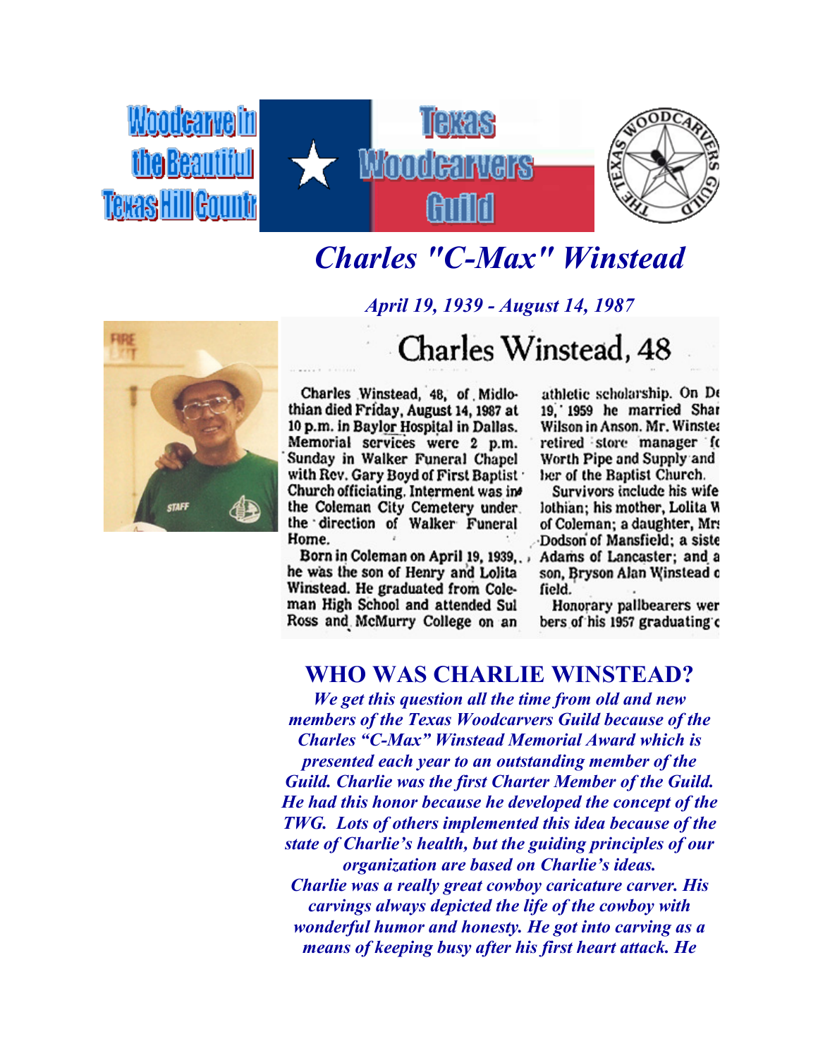Woodcarve in the Beautiful Texas Hill Country

Texas Woodcarvers Guild

# *Charles "C-Max" Winstead*

*April 19, 1939 - August 14, 1987*

## Charles Winstead, 48

Charles Winstead, 48, of Midlothian died Friday, August 14, 1987 at 10 p.m. in Baylor Hospital in Dallas. Memorial services were 2 p.m. Sunday in Walker Funeral Chapel with Rev. Gary Boyd of First Baptist Church officiating. Interment was in the Coleman City Cemetery under the direction of Walker Funeral Home.

Born in Coleman on April 19, 1939, he was the son of Henry and Lolita Winstead. He graduated from Coleman High School and attended Sul Ross and McMurry College on an athletic scholarship. On De 19, 1959 he married Shar Wilson in Anson. Mr. Winste retired store manager fo Worth Pipe and Supply and ber of the Baptist Church.

Survivors include his wife lothian; his mother, Lolita W of Coleman; a daughter, Mr Dodson of Mansfield; a siste Adams of Lancaster; and a son, Bryson Alan Winstead o field.

Honorary pallbearers wer bers of his 1957 graduating c

## WHO WAS CHARLIE WINSTEAD?

*We get this question all the time from old and new members of the Texas Woodcarvers Guild because of the Charles "C-Max" Winstead Memorial Award which is presented each year to an outstanding member of the Guild. Charlie was the first Charter Member of the Guild. He had this honor because he developed the concept of the TWG. Lots of others implemented this idea because of the state of Charlie's health, but the guiding principles of our organization are based on Charlie's ideas.*

*Charlie was a really great cowboy caricature carver. His carvings always depicted the life of the cowboy with wonderful humor and honesty. He got into carving as a means of keeping busy after his first heart attack. He*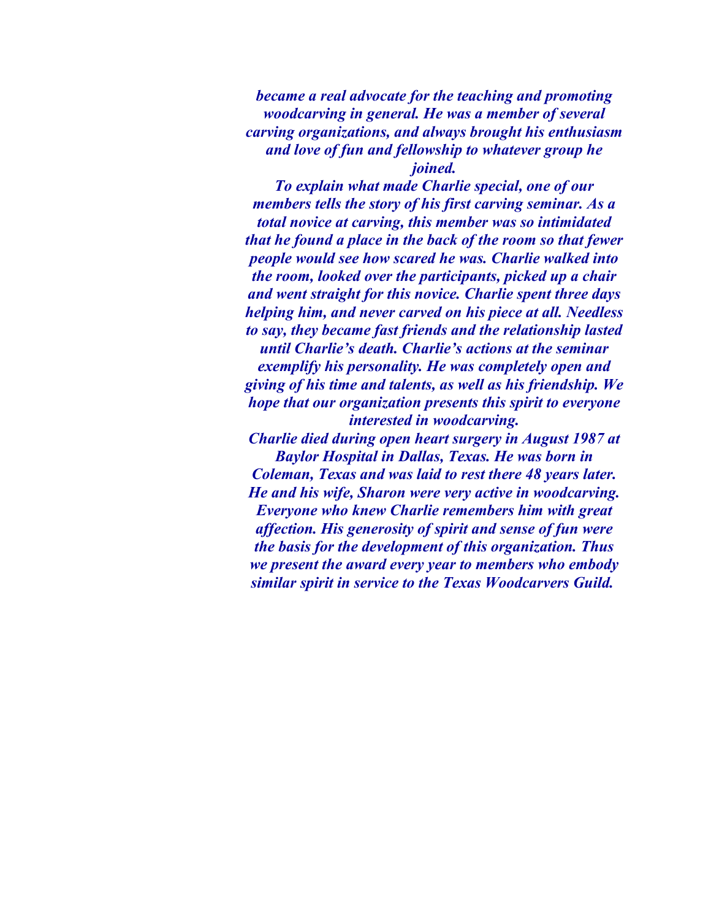***became a real advocate for the teaching and promoting woodcarving in general. He was a member of several carving organizations, and always brought his enthusiasm and love of fun and fellowship to whatever group he joined.***

***To explain what made Charlie special, one of our members tells the story of his first carving seminar. As a total novice at carving, this member was so intimidated that he found a place in the back of the room so that fewer people would see how scared he was. Charlie walked into the room, looked over the participants, picked up a chair and went straight for this novice. Charlie spent three days helping him, and never carved on his piece at all. Needless to say, they became fast friends and the relationship lasted until Charlie's death. Charlie's actions at the seminar exemplify his personality. He was completely open and giving of his time and talents, as well as his friendship. We hope that our organization presents this spirit to everyone interested in woodcarving.***

***Charlie died during open heart surgery in August 1987 at Baylor Hospital in Dallas, Texas. He was born in Coleman, Texas and was laid to rest there 48 years later. He and his wife, Sharon were very active in woodcarving. Everyone who knew Charlie remembers him with great affection. His generosity of spirit and sense of fun were the basis for the development of this organization. Thus we present the award every year to members who embody similar spirit in service to the Texas Woodcarvers Guild.***